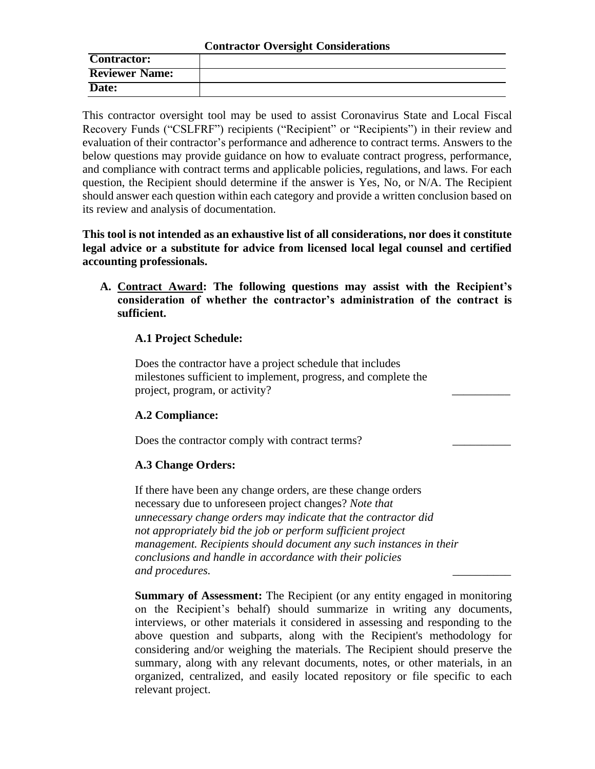**Contractor Oversight Considerations**

| | |
|---|---|
| **Contractor:** | |
| **Reviewer Name:** | |
| **Date:** | |

This contractor oversight tool may be used to assist Coronavirus State and Local Fiscal Recovery Funds ("CSLFRF") recipients ("Recipient" or "Recipients") in their review and evaluation of their contractor's performance and adherence to contract terms. Answers to the below questions may provide guidance on how to evaluate contract progress, performance, and compliance with contract terms and applicable policies, regulations, and laws. For each question, the Recipient should determine if the answer is Yes, No, or N/A. The Recipient should answer each question within each category and provide a written conclusion based on its review and analysis of documentation.

**This tool is not intended as an exhaustive list of all considerations, nor does it constitute legal advice or a substitute for advice from licensed local legal counsel and certified accounting professionals.**

**A. <u>Contract Award</u>: The following questions may assist with the Recipient's consideration of whether the contractor's administration of the contract is sufficient.**

**A.1 Project Schedule:**

Does the contractor have a project schedule that includes milestones sufficient to implement, progress, and complete the project, program, or activity? __________

**A.2 Compliance:**

Does the contractor comply with contract terms? __________

**A.3 Change Orders:**

If there have been any change orders, are these change orders necessary due to unforeseen project changes? *Note that unnecessary change orders may indicate that the contractor did not appropriately bid the job or perform sufficient project management. Recipients should document any such instances in their conclusions and handle in accordance with their policies and procedures.* __________

**Summary of Assessment:** The Recipient (or any entity engaged in monitoring on the Recipient's behalf) should summarize in writing any documents, interviews, or other materials it considered in assessing and responding to the above question and subparts, along with the Recipient's methodology for considering and/or weighing the materials. The Recipient should preserve the summary, along with any relevant documents, notes, or other materials, in an organized, centralized, and easily located repository or file specific to each relevant project.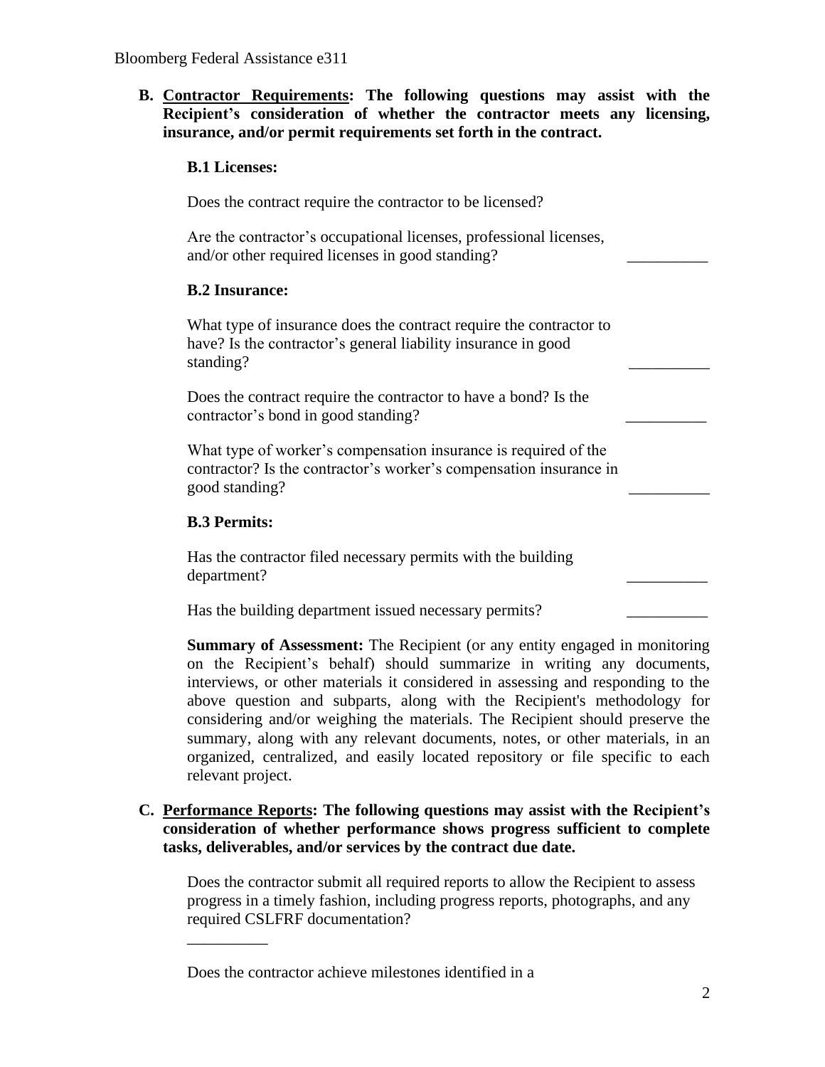**B. <u>Contractor Requirements</u>: The following questions may assist with the Recipient's consideration of whether the contractor meets any licensing, insurance, and/or permit requirements set forth in the contract.**

**B.1 Licenses:**

Does the contract require the contractor to be licensed?

Are the contractor's occupational licenses, professional licenses, and/or other required licenses in good standing? __________

**B.2 Insurance:**

What type of insurance does the contract require the contractor to have? Is the contractor's general liability insurance in good standing? __________

Does the contract require the contractor to have a bond? Is the contractor's bond in good standing? __________

What type of worker's compensation insurance is required of the contractor? Is the contractor's worker's compensation insurance in good standing? __________

**B.3 Permits:**

Has the contractor filed necessary permits with the building department? __________

Has the building department issued necessary permits? __________

**Summary of Assessment:** The Recipient (or any entity engaged in monitoring on the Recipient's behalf) should summarize in writing any documents, interviews, or other materials it considered in assessing and responding to the above question and subparts, along with the Recipient's methodology for considering and/or weighing the materials. The Recipient should preserve the summary, along with any relevant documents, notes, or other materials, in an organized, centralized, and easily located repository or file specific to each relevant project.

**C. <u>Performance Reports</u>: The following questions may assist with the Recipient's consideration of whether performance shows progress sufficient to complete tasks, deliverables, and/or services by the contract due date.**

Does the contractor submit all required reports to allow the Recipient to assess progress in a timely fashion, including progress reports, photographs, and any required CSLFRF documentation?

__________

Does the contractor achieve milestones identified in a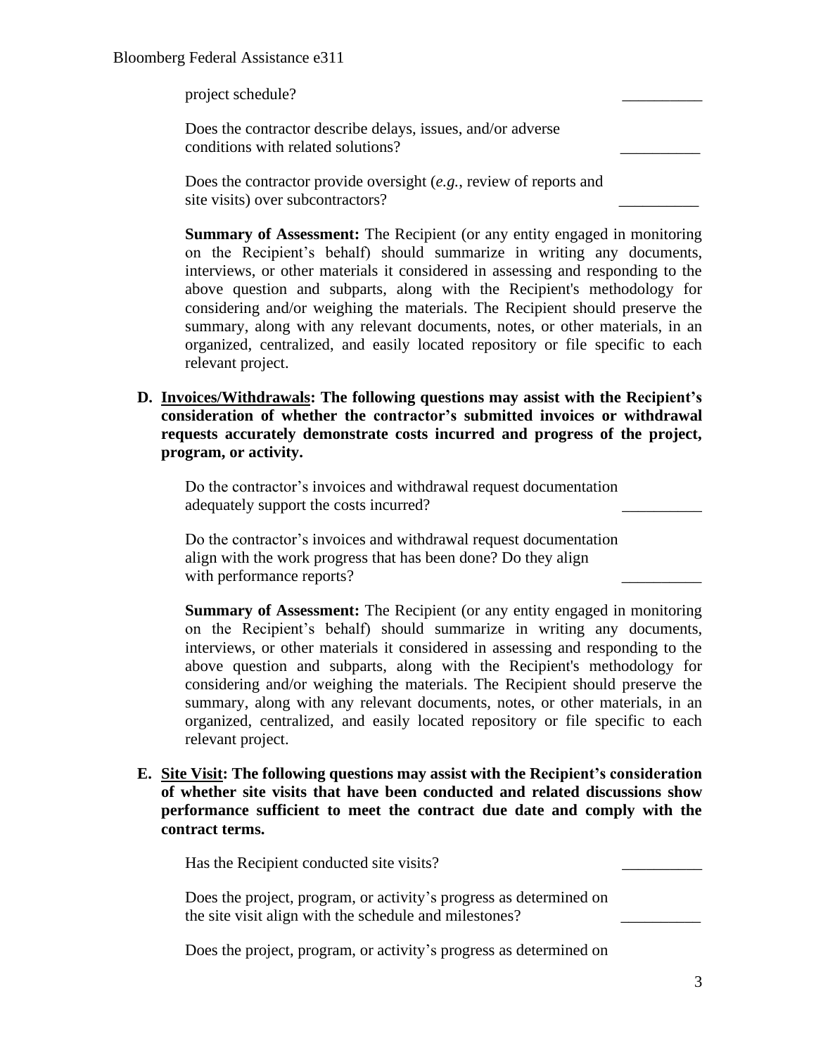project schedule? __________

Does the contractor describe delays, issues, and/or adverse conditions with related solutions? __________

Does the contractor provide oversight (*e.g.*, review of reports and site visits) over subcontractors? __________

**Summary of Assessment:** The Recipient (or any entity engaged in monitoring on the Recipient's behalf) should summarize in writing any documents, interviews, or other materials it considered in assessing and responding to the above question and subparts, along with the Recipient's methodology for considering and/or weighing the materials. The Recipient should preserve the summary, along with any relevant documents, notes, or other materials, in an organized, centralized, and easily located repository or file specific to each relevant project.

**D. <u>Invoices/Withdrawals</u>: The following questions may assist with the Recipient's consideration of whether the contractor's submitted invoices or withdrawal requests accurately demonstrate costs incurred and progress of the project, program, or activity.**

Do the contractor's invoices and withdrawal request documentation adequately support the costs incurred? __________

Do the contractor's invoices and withdrawal request documentation align with the work progress that has been done? Do they align with performance reports? __________

**Summary of Assessment:** The Recipient (or any entity engaged in monitoring on the Recipient's behalf) should summarize in writing any documents, interviews, or other materials it considered in assessing and responding to the above question and subparts, along with the Recipient's methodology for considering and/or weighing the materials. The Recipient should preserve the summary, along with any relevant documents, notes, or other materials, in an organized, centralized, and easily located repository or file specific to each relevant project.

**E. <u>Site Visit</u>: The following questions may assist with the Recipient's consideration of whether site visits that have been conducted and related discussions show performance sufficient to meet the contract due date and comply with the contract terms.**

Has the Recipient conducted site visits? __________

Does the project, program, or activity's progress as determined on the site visit align with the schedule and milestones? __________

Does the project, program, or activity's progress as determined on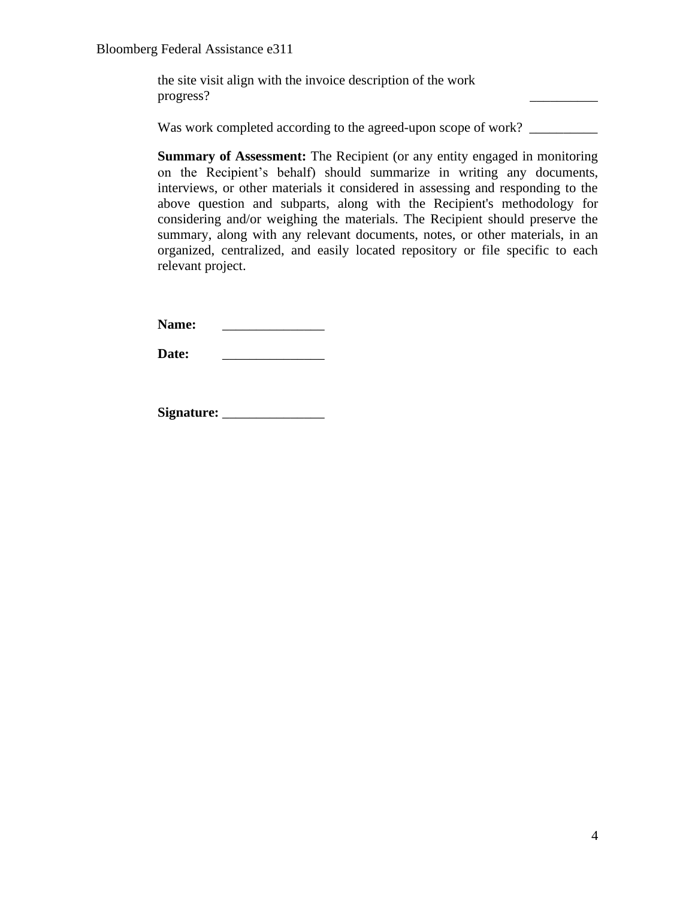the site visit align with the invoice description of the work progress? __________

Was work completed according to the agreed-upon scope of work? __________

**Summary of Assessment:** The Recipient (or any entity engaged in monitoring on the Recipient's behalf) should summarize in writing any documents, interviews, or other materials it considered in assessing and responding to the above question and subparts, along with the Recipient's methodology for considering and/or weighing the materials. The Recipient should preserve the summary, along with any relevant documents, notes, or other materials, in an organized, centralized, and easily located repository or file specific to each relevant project.

**Name:** _______________

**Date:** _______________

**Signature:** _______________